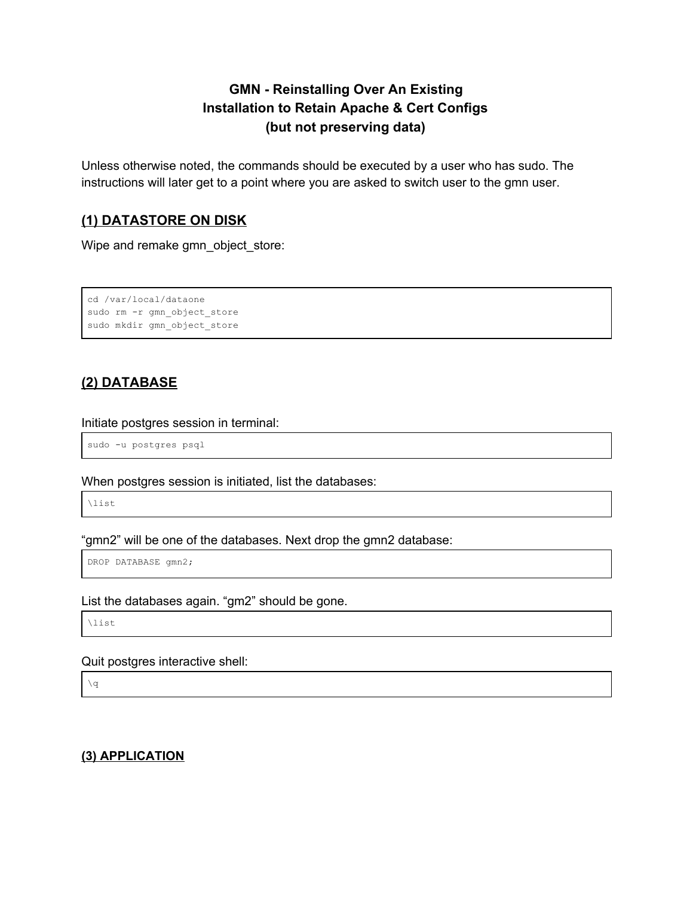# GMN - Reinstalling Over An Existing Installation to Retain Apache & Cert Configs (but not preserving data)

Unless otherwise noted, the commands should be executed by a user who has sudo. The instructions will later get to a point where you are asked to switch user to the gmn user.

## (1) DATASTORE ON DISK

Wipe and remake gmn_object_store:

```
cd /var/local/dataone
sudo rm -r gmn_object_store
sudo mkdir gmn_object_store
```

## (2) DATABASE

Initiate postgres session in terminal:

```
sudo -u postgres psql
```

When postgres session is initiated, list the databases:

```
\list
```

“gmn2” will be one of the databases. Next drop the gmn2 database:

```
DROP DATABASE gmn2;
```

List the databases again. “gm2” should be gone.

```
\list
```

Quit postgres interactive shell:

```
\q
```

## (3) APPLICATION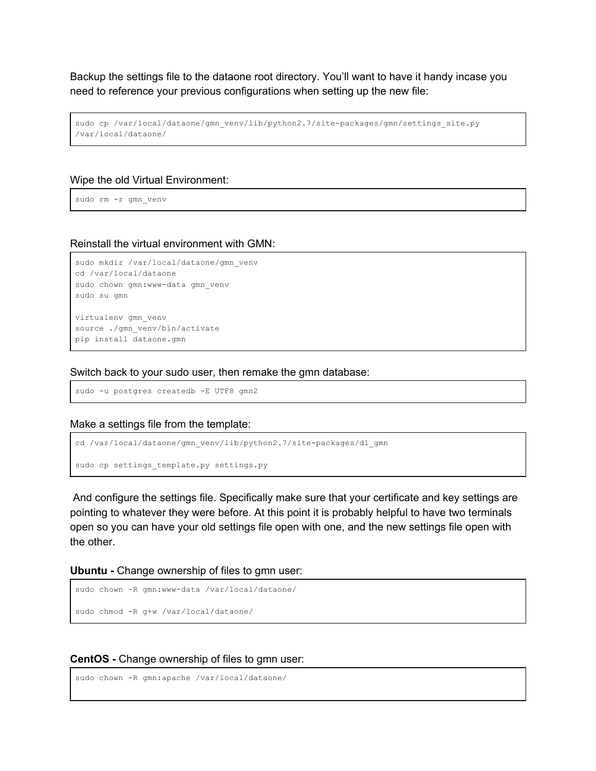Backup the settings file to the dataone root directory. You'll want to have it handy incase you need to reference your previous configurations when setting up the new file:

```
sudo cp /var/local/dataone/gmn_venv/lib/python2.7/site-packages/gmn/settings_site.py
/var/local/dataone/
```

Wipe the old Virtual Environment:

```
sudo rm -r gmn_venv
```

Reinstall the virtual environment with GMN:

```
sudo mkdir /var/local/dataone/gmn_venv
cd /var/local/dataone
sudo chown gmn:www-data gmn_venv
sudo su gmn

virtualenv gmn_venv
source ./gmn_venv/bin/activate
pip install dataone.gmn
```

Switch back to your sudo user, then remake the gmn database:

```
sudo -u postgres createdb -E UTF8 gmn2
```

Make a settings file from the template:

```
cd /var/local/dataone/gmn_venv/lib/python2.7/site-packages/d1_gmn

sudo cp settings_template.py settings.py
```

And configure the settings file. Specifically make sure that your certificate and key settings are pointing to whatever they were before. At this point it is probably helpful to have two terminals open so you can have your old settings file open with one, and the new settings file open with the other.

**Ubuntu -** Change ownership of files to gmn user:

```
sudo chown -R gmn:www-data /var/local/dataone/

sudo chmod -R g+w /var/local/dataone/
```

**CentOS -** Change ownership of files to gmn user:

```
sudo chown -R gmn:apache /var/local/dataone/
```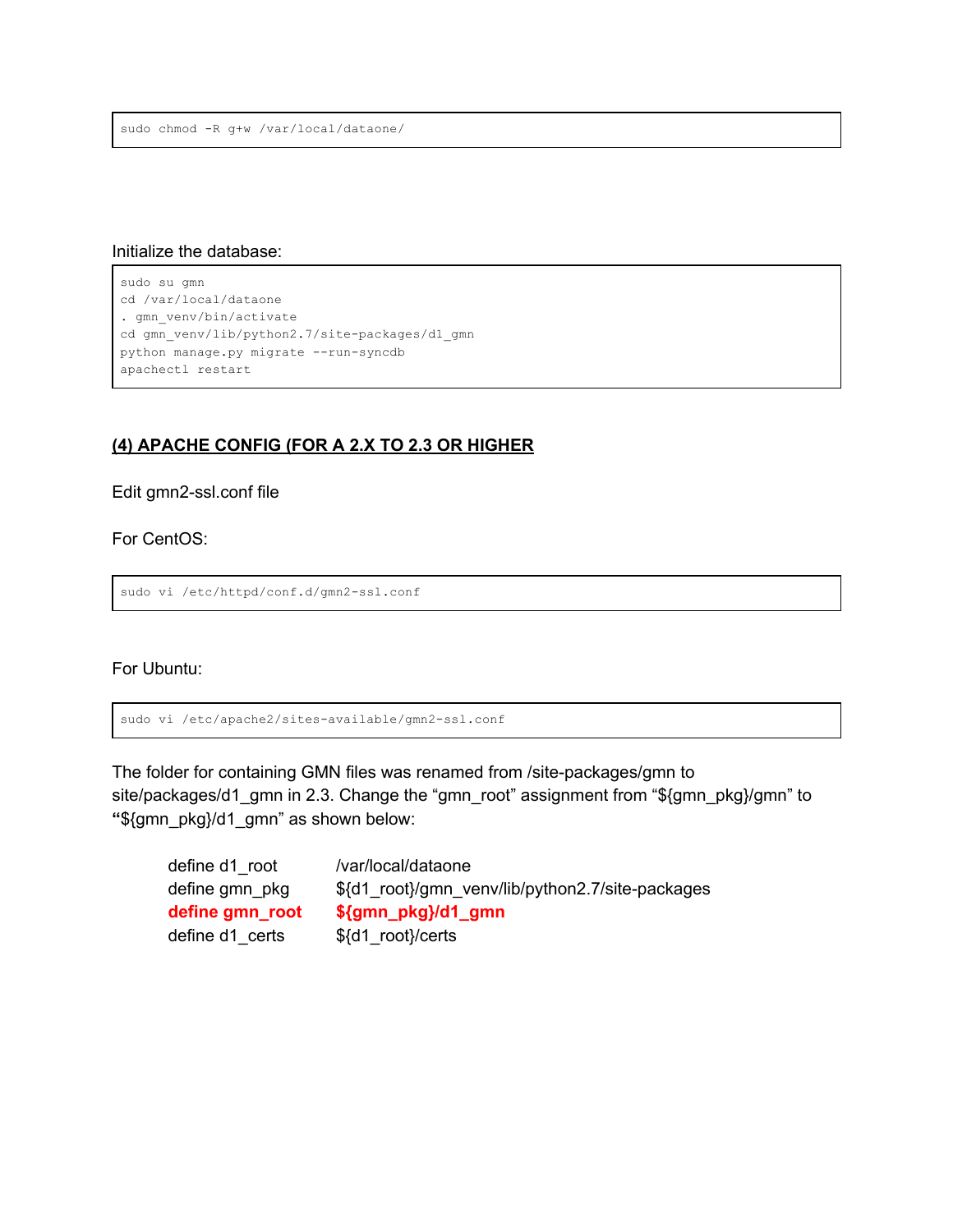```
sudo chmod -R g+w /var/local/dataone/
```

Initialize the database:

```
sudo su gmn
cd /var/local/dataone
. gmn_venv/bin/activate
cd gmn_venv/lib/python2.7/site-packages/d1_gmn
python manage.py migrate --run-syncdb
apachectl restart
```

## (4) APACHE CONFIG (FOR A 2.X TO 2.3 OR HIGHER

Edit gmn2-ssl.conf file

For CentOS:

```
sudo vi /etc/httpd/conf.d/gmn2-ssl.conf
```

For Ubuntu:

```
sudo vi /etc/apache2/sites-available/gmn2-ssl.conf
```

The folder for containing GMN files was renamed from /site-packages/gmn to site/packages/d1_gmn in 2.3. Change the “gmn_root” assignment from “${gmn_pkg}/gmn” to **“**${gmn_pkg}/d1_gmn” as shown below:

```
define d1_root      /var/local/dataone
define gmn_pkg      ${d1_root}/gmn_venv/lib/python2.7/site-packages
define gmn_root     ${gmn_pkg}/d1_gmn
define d1_certs     ${d1_root}/certs
```